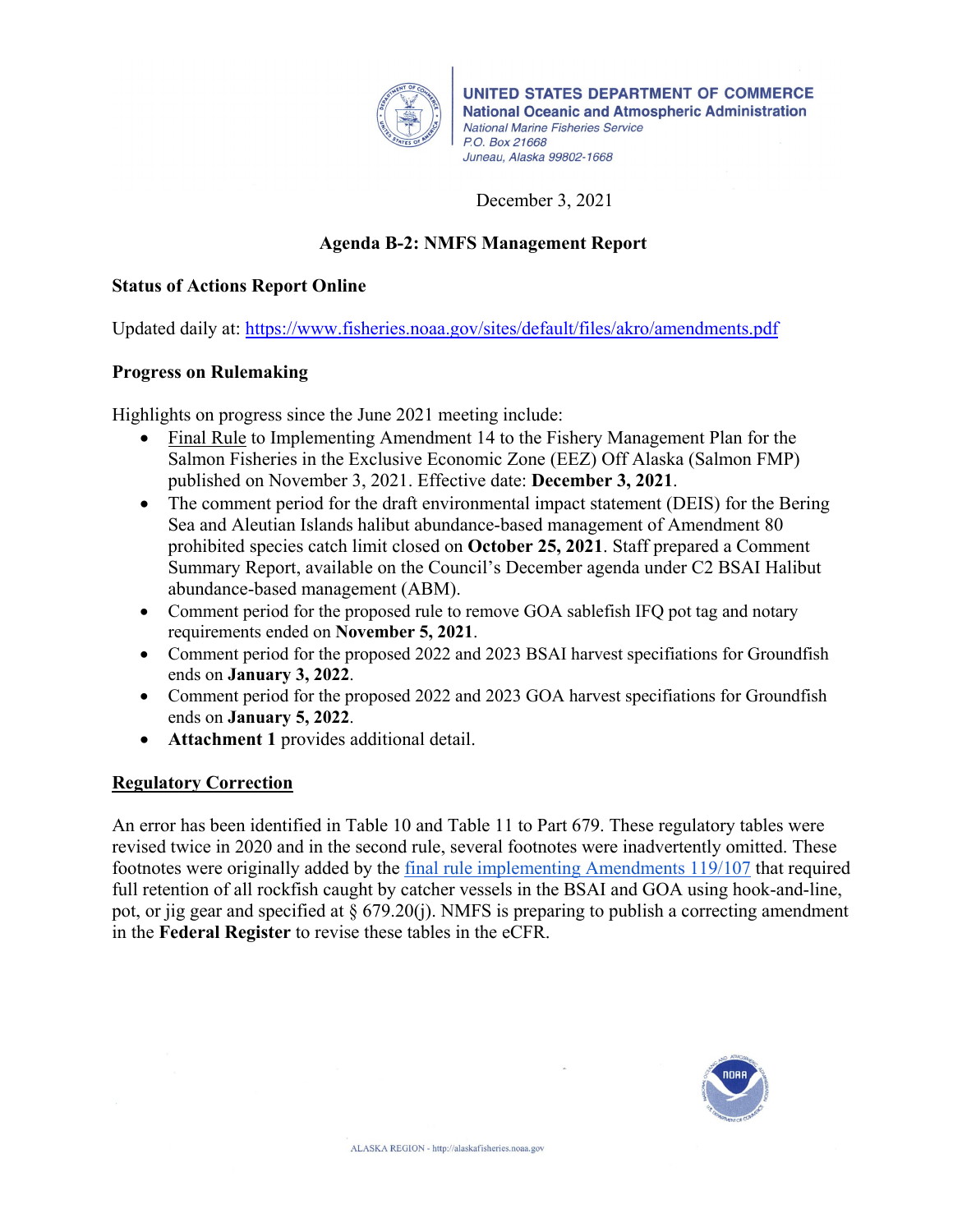UNITED STATES DEPARTMENT OF COMMERCE
National Oceanic and Atmospheric Administration
National Marine Fisheries Service
P.O. Box 21668
Juneau, Alaska 99802-1668

December 3, 2021

## Agenda B-2: NMFS Management Report

### Status of Actions Report Online

Updated daily at: https://www.fisheries.noaa.gov/sites/default/files/akro/amendments.pdf

### Progress on Rulemaking

Highlights on progress since the June 2021 meeting include:

- Final Rule to Implementing Amendment 14 to the Fishery Management Plan for the Salmon Fisheries in the Exclusive Economic Zone (EEZ) Off Alaska (Salmon FMP) published on November 3, 2021. Effective date: **December 3, 2021**.
- The comment period for the draft environmental impact statement (DEIS) for the Bering Sea and Aleutian Islands halibut abundance-based management of Amendment 80 prohibited species catch limit closed on **October 25, 2021**. Staff prepared a Comment Summary Report, available on the Council's December agenda under C2 BSAI Halibut abundance-based management (ABM).
- Comment period for the proposed rule to remove GOA sablefish IFQ pot tag and notary requirements ended on **November 5, 2021**.
- Comment period for the proposed 2022 and 2023 BSAI harvest specifiations for Groundfish ends on **January 3, 2022**.
- Comment period for the proposed 2022 and 2023 GOA harvest specifications for Groundfish ends on **January 5, 2022**.
- **Attachment 1** provides additional detail.

### Regulatory Correction

An error has been identified in Table 10 and Table 11 to Part 679. These regulatory tables were revised twice in 2020 and in the second rule, several footnotes were inadvertently omitted. These footnotes were originally added by the final rule implementing Amendments 119/107 that required full retention of all rockfish caught by catcher vessels in the BSAI and GOA using hook-and-line, pot, or jig gear and specified at § 679.20(j). NMFS is preparing to publish a correcting amendment in the **Federal Register** to revise these tables in the eCFR.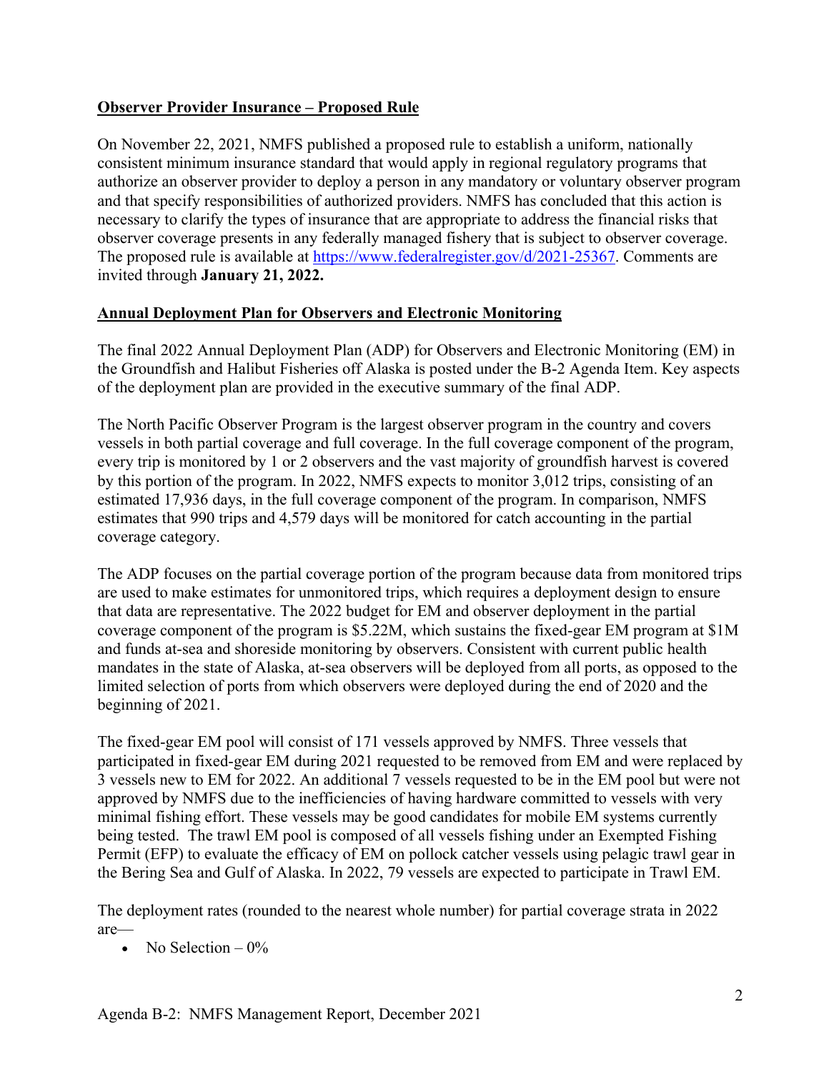## Observer Provider Insurance – Proposed Rule

On November 22, 2021, NMFS published a proposed rule to establish a uniform, nationally consistent minimum insurance standard that would apply in regional regulatory programs that authorize an observer provider to deploy a person in any mandatory or voluntary observer program and that specify responsibilities of authorized providers. NMFS has concluded that this action is necessary to clarify the types of insurance that are appropriate to address the financial risks that observer coverage presents in any federally managed fishery that is subject to observer coverage. The proposed rule is available at [https://www.federalregister.gov/d/2021-25367](https://www.federalregister.gov/d/2021-25367). Comments are invited through **January 21, 2022.**

## Annual Deployment Plan for Observers and Electronic Monitoring

The final 2022 Annual Deployment Plan (ADP) for Observers and Electronic Monitoring (EM) in the Groundfish and Halibut Fisheries off Alaska is posted under the B-2 Agenda Item. Key aspects of the deployment plan are provided in the executive summary of the final ADP.

The North Pacific Observer Program is the largest observer program in the country and covers vessels in both partial coverage and full coverage. In the full coverage component of the program, every trip is monitored by 1 or 2 observers and the vast majority of groundfish harvest is covered by this portion of the program. In 2022, NMFS expects to monitor 3,012 trips, consisting of an estimated 17,936 days, in the full coverage component of the program. In comparison, NMFS estimates that 990 trips and 4,579 days will be monitored for catch accounting in the partial coverage category.

The ADP focuses on the partial coverage portion of the program because data from monitored trips are used to make estimates for unmonitored trips, which requires a deployment design to ensure that data are representative. The 2022 budget for EM and observer deployment in the partial coverage component of the program is \$5.22M, which sustains the fixed-gear EM program at \$1M and funds at-sea and shoreside monitoring by observers. Consistent with current public health mandates in the state of Alaska, at-sea observers will be deployed from all ports, as opposed to the limited selection of ports from which observers were deployed during the end of 2020 and the beginning of 2021.

The fixed-gear EM pool will consist of 171 vessels approved by NMFS. Three vessels that participated in fixed-gear EM during 2021 requested to be removed from EM and were replaced by 3 vessels new to EM for 2022. An additional 7 vessels requested to be in the EM pool but were not approved by NMFS due to the inefficiencies of having hardware committed to vessels with very minimal fishing effort. These vessels may be good candidates for mobile EM systems currently being tested. The trawl EM pool is composed of all vessels fishing under an Exempted Fishing Permit (EFP) to evaluate the efficacy of EM on pollock catcher vessels using pelagic trawl gear in the Bering Sea and Gulf of Alaska. In 2022, 79 vessels are expected to participate in Trawl EM.

The deployment rates (rounded to the nearest whole number) for partial coverage strata in 2022 are—

- No Selection – 0%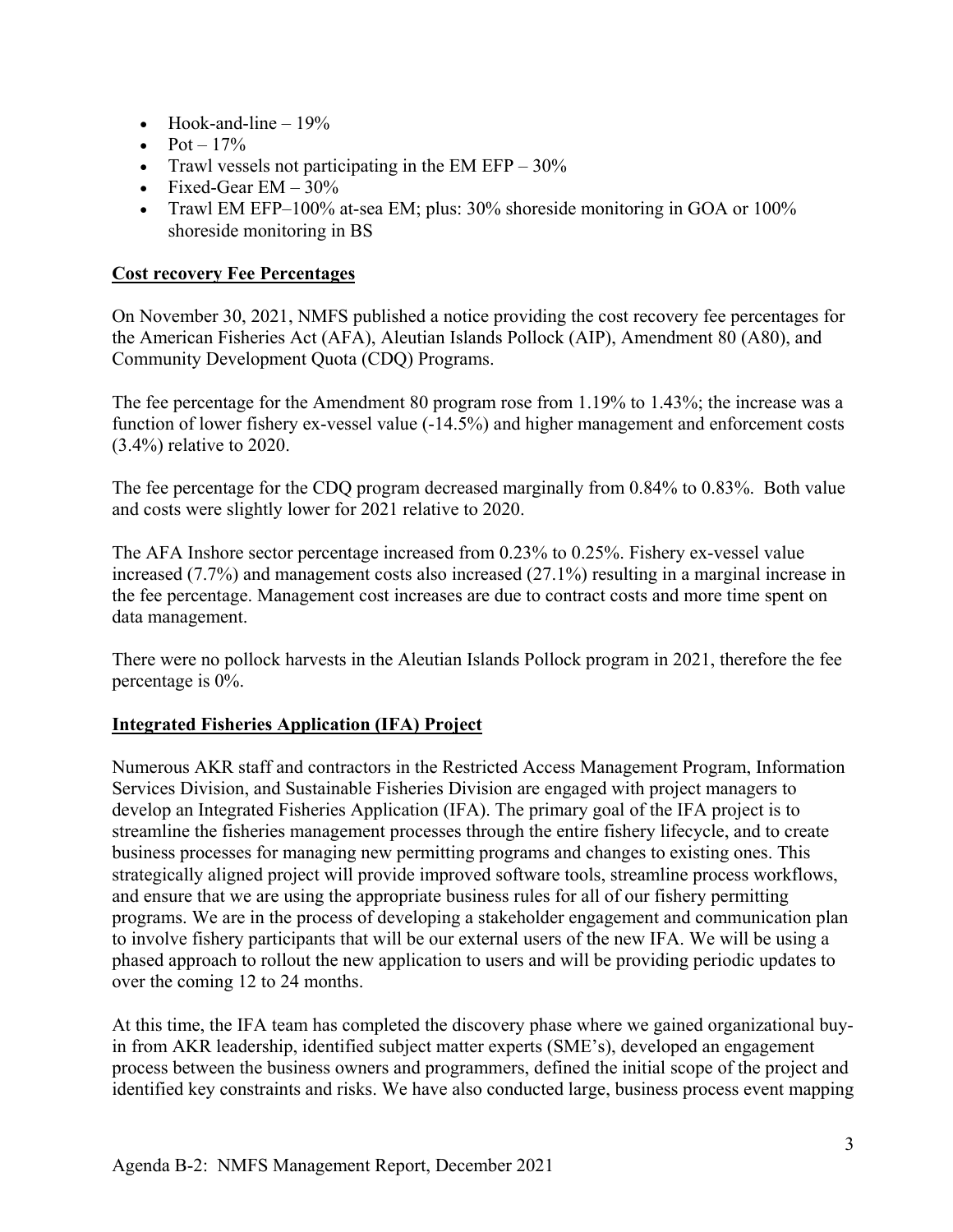- Hook-and-line – 19%
- Pot – 17%
- Trawl vessels not participating in the EM EFP – 30%
- Fixed-Gear EM – 30%
- Trawl EM EFP–100% at-sea EM; plus: 30% shoreside monitoring in GOA or 100% shoreside monitoring in BS

## Cost recovery Fee Percentages

On November 30, 2021, NMFS published a notice providing the cost recovery fee percentages for the American Fisheries Act (AFA), Aleutian Islands Pollock (AIP), Amendment 80 (A80), and Community Development Quota (CDQ) Programs.

The fee percentage for the Amendment 80 program rose from 1.19% to 1.43%; the increase was a function of lower fishery ex-vessel value (-14.5%) and higher management and enforcement costs (3.4%) relative to 2020.

The fee percentage for the CDQ program decreased marginally from 0.84% to 0.83%. Both value and costs were slightly lower for 2021 relative to 2020.

The AFA Inshore sector percentage increased from 0.23% to 0.25%. Fishery ex-vessel value increased (7.7%) and management costs also increased (27.1%) resulting in a marginal increase in the fee percentage. Management cost increases are due to contract costs and more time spent on data management.

There were no pollock harvests in the Aleutian Islands Pollock program in 2021, therefore the fee percentage is 0%.

## Integrated Fisheries Application (IFA) Project

Numerous AKR staff and contractors in the Restricted Access Management Program, Information Services Division, and Sustainable Fisheries Division are engaged with project managers to develop an Integrated Fisheries Application (IFA). The primary goal of the IFA project is to streamline the fisheries management processes through the entire fishery lifecycle, and to create business processes for managing new permitting programs and changes to existing ones. This strategically aligned project will provide improved software tools, streamline process workflows, and ensure that we are using the appropriate business rules for all of our fishery permitting programs. We are in the process of developing a stakeholder engagement and communication plan to involve fishery participants that will be our external users of the new IFA. We will be using a phased approach to rollout the new application to users and will be providing periodic updates to over the coming 12 to 24 months.

At this time, the IFA team has completed the discovery phase where we gained organizational buy-in from AKR leadership, identified subject matter experts (SME's), developed an engagement process between the business owners and programmers, defined the initial scope of the project and identified key constraints and risks. We have also conducted large, business process event mapping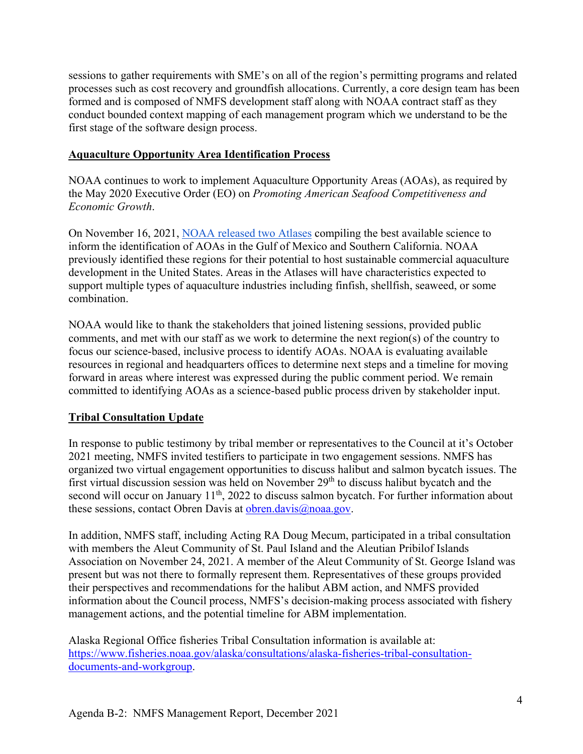sessions to gather requirements with SME's on all of the region's permitting programs and related processes such as cost recovery and groundfish allocations. Currently, a core design team has been formed and is composed of NMFS development staff along with NOAA contract staff as they conduct bounded context mapping of each management program which we understand to be the first stage of the software design process.

## Aquaculture Opportunity Area Identification Process

NOAA continues to work to implement Aquaculture Opportunity Areas (AOAs), as required by the May 2020 Executive Order (EO) on *Promoting American Seafood Competitiveness and Economic Growth*.

On November 16, 2021, [NOAA released two Atlases](NOAA released two Atlases) compiling the best available science to inform the identification of AOAs in the Gulf of Mexico and Southern California. NOAA previously identified these regions for their potential to host sustainable commercial aquaculture development in the United States. Areas in the Atlases will have characteristics expected to support multiple types of aquaculture industries including finfish, shellfish, seaweed, or some combination.

NOAA would like to thank the stakeholders that joined listening sessions, provided public comments, and met with our staff as we work to determine the next region(s) of the country to focus our science-based, inclusive process to identify AOAs. NOAA is evaluating available resources in regional and headquarters offices to determine next steps and a timeline for moving forward in areas where interest was expressed during the public comment period. We remain committed to identifying AOAs as a science-based public process driven by stakeholder input.

## Tribal Consultation Update

In response to public testimony by tribal member or representatives to the Council at it's October 2021 meeting, NMFS invited testifiers to participate in two engagement sessions. NMFS has organized two virtual engagement opportunities to discuss halibut and salmon bycatch issues. The first virtual discussion session was held on November 29th to discuss halibut bycatch and the second will occur on January 11th, 2022 to discuss salmon bycatch. For further information about these sessions, contact Obren Davis at [obren.davis@noaa.gov](mailto:obren.davis@noaa.gov).

In addition, NMFS staff, including Acting RA Doug Mecum, participated in a tribal consultation with members the Aleut Community of St. Paul Island and the Aleutian Pribilof Islands Association on November 24, 2021. A member of the Aleut Community of St. George Island was present but was not there to formally represent them. Representatives of these groups provided their perspectives and recommendations for the halibut ABM action, and NMFS provided information about the Council process, NMFS's decision-making process associated with fishery management actions, and the potential timeline for ABM implementation.

Alaska Regional Office fisheries Tribal Consultation information is available at: [https://www.fisheries.noaa.gov/alaska/consultations/alaska-fisheries-tribal-consultation-documents-and-workgroup](https://www.fisheries.noaa.gov/alaska/consultations/alaska-fisheries-tribal-consultation-documents-and-workgroup).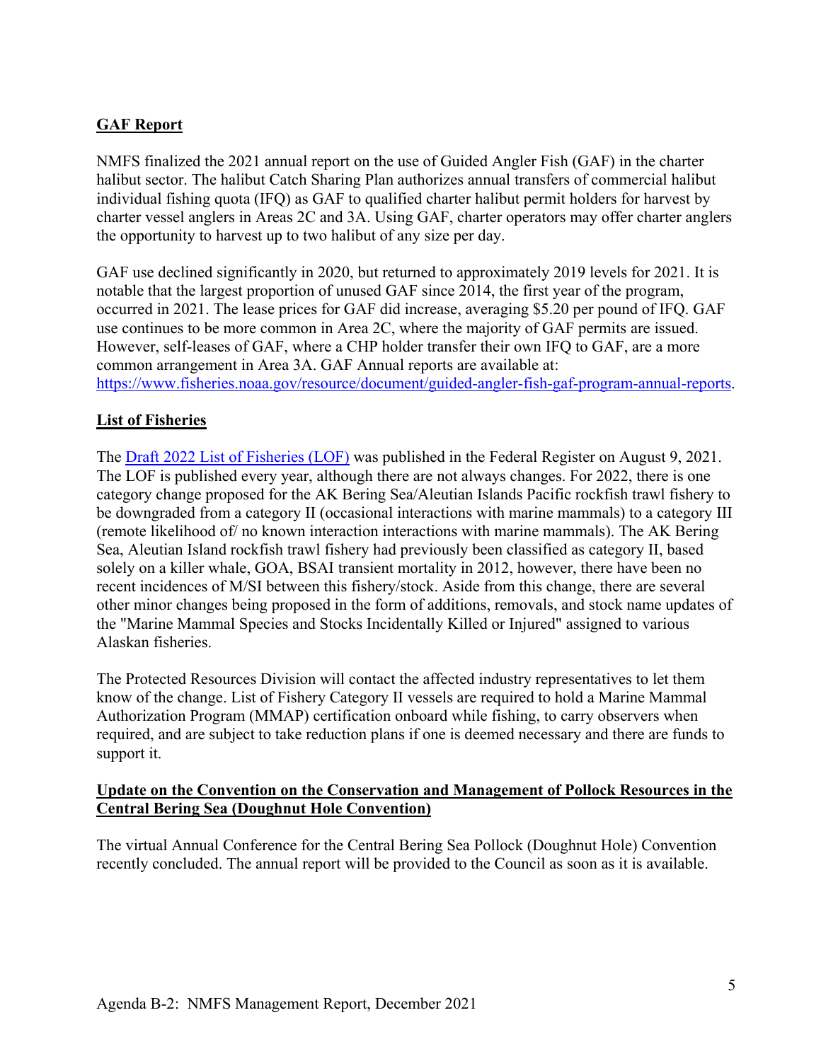## GAF Report

NMFS finalized the 2021 annual report on the use of Guided Angler Fish (GAF) in the charter halibut sector. The halibut Catch Sharing Plan authorizes annual transfers of commercial halibut individual fishing quota (IFQ) as GAF to qualified charter halibut permit holders for harvest by charter vessel anglers in Areas 2C and 3A. Using GAF, charter operators may offer charter anglers the opportunity to harvest up to two halibut of any size per day.

GAF use declined significantly in 2020, but returned to approximately 2019 levels for 2021. It is notable that the largest proportion of unused GAF since 2014, the first year of the program, occurred in 2021. The lease prices for GAF did increase, averaging $5.20 per pound of IFQ. GAF use continues to be more common in Area 2C, where the majority of GAF permits are issued. However, self-leases of GAF, where a CHP holder transfer their own IFQ to GAF, are a more common arrangement in Area 3A. GAF Annual reports are available at: [https://www.fisheries.noaa.gov/resource/document/guided-angler-fish-gaf-program-annual-reports](https://www.fisheries.noaa.gov/resource/document/guided-angler-fish-gaf-program-annual-reports).

## List of Fisheries

The [Draft 2022 List of Fisheries (LOF)](#) was published in the Federal Register on August 9, 2021. The LOF is published every year, although there are not always changes. For 2022, there is one category change proposed for the AK Bering Sea/Aleutian Islands Pacific rockfish trawl fishery to be downgraded from a category II (occasional interactions with marine mammals) to a category III (remote likelihood of/ no known interaction interactions with marine mammals). The AK Bering Sea, Aleutian Island rockfish trawl fishery had previously been classified as category II, based solely on a killer whale, GOA, BSAI transient mortality in 2012, however, there have been no recent incidences of M/SI between this fishery/stock. Aside from this change, there are several other minor changes being proposed in the form of additions, removals, and stock name updates of the "Marine Mammal Species and Stocks Incidentally Killed or Injured" assigned to various Alaskan fisheries.

The Protected Resources Division will contact the affected industry representatives to let them know of the change. List of Fishery Category II vessels are required to hold a Marine Mammal Authorization Program (MMAP) certification onboard while fishing, to carry observers when required, and are subject to take reduction plans if one is deemed necessary and there are funds to support it.

## Update on the Convention on the Conservation and Management of Pollock Resources in the Central Bering Sea (Doughnut Hole Convention)

The virtual Annual Conference for the Central Bering Sea Pollock (Doughnut Hole) Convention recently concluded. The annual report will be provided to the Council as soon as it is available.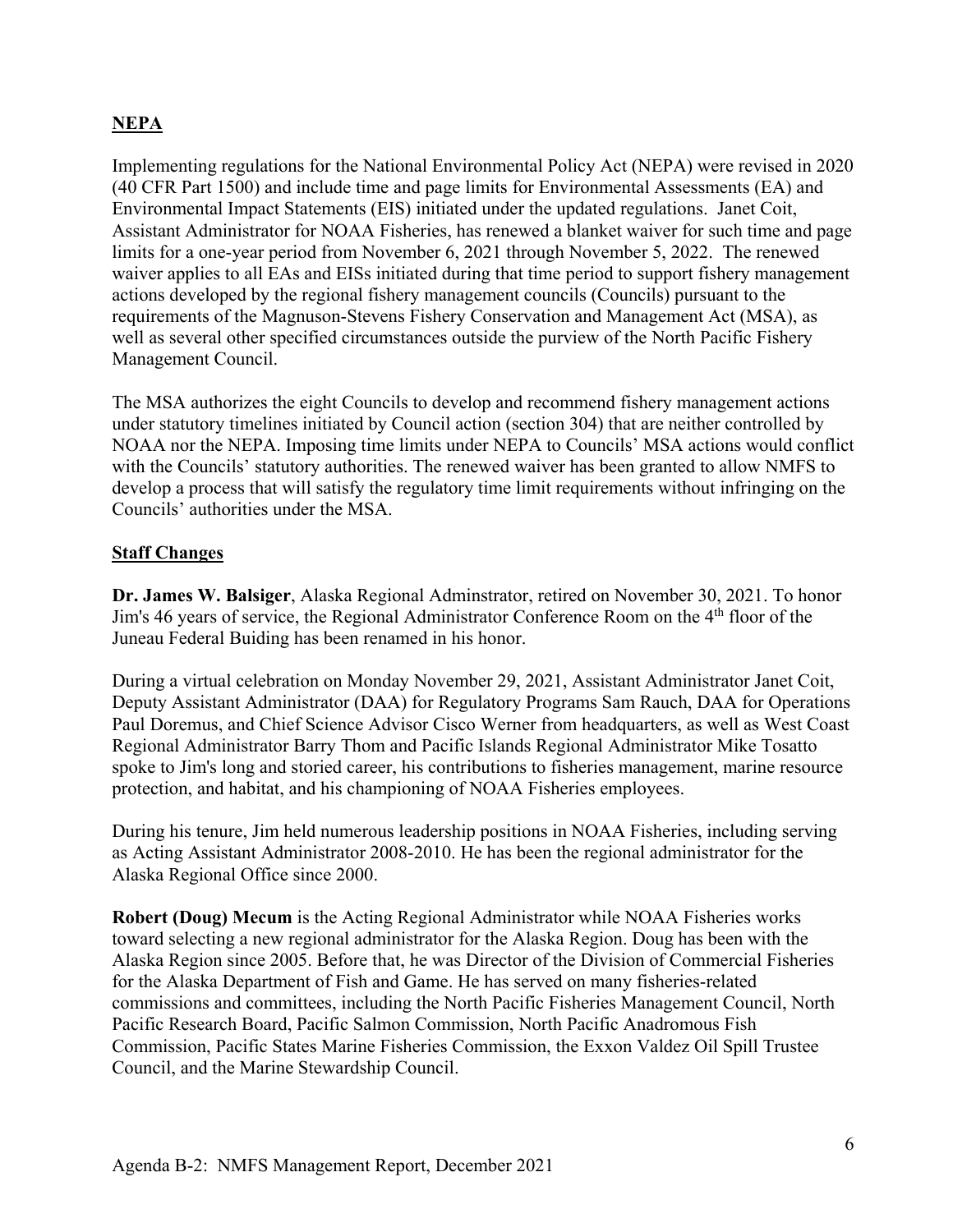## NEPA

Implementing regulations for the National Environmental Policy Act (NEPA) were revised in 2020 (40 CFR Part 1500) and include time and page limits for Environmental Assessments (EA) and Environmental Impact Statements (EIS) initiated under the updated regulations. Janet Coit, Assistant Administrator for NOAA Fisheries, has renewed a blanket waiver for such time and page limits for a one-year period from November 6, 2021 through November 5, 2022. The renewed waiver applies to all EAs and EISs initiated during that time period to support fishery management actions developed by the regional fishery management councils (Councils) pursuant to the requirements of the Magnuson-Stevens Fishery Conservation and Management Act (MSA), as well as several other specified circumstances outside the purview of the North Pacific Fishery Management Council.

The MSA authorizes the eight Councils to develop and recommend fishery management actions under statutory timelines initiated by Council action (section 304) that are neither controlled by NOAA nor the NEPA. Imposing time limits under NEPA to Councils' MSA actions would conflict with the Councils' statutory authorities. The renewed waiver has been granted to allow NMFS to develop a process that will satisfy the regulatory time limit requirements without infringing on the Councils' authorities under the MSA.

## Staff Changes

**Dr. James W. Balsiger**, Alaska Regional Adminstrator, retired on November 30, 2021. To honor Jim's 46 years of service, the Regional Administrator Conference Room on the 4th floor of the Juneau Federal Buiding has been renamed in his honor.

During a virtual celebration on Monday November 29, 2021, Assistant Administrator Janet Coit, Deputy Assistant Administrator (DAA) for Regulatory Programs Sam Rauch, DAA for Operations Paul Doremus, and Chief Science Advisor Cisco Werner from headquarters, as well as West Coast Regional Administrator Barry Thom and Pacific Islands Regional Administrator Mike Tosatto spoke to Jim's long and storied career, his contributions to fisheries management, marine resource protection, and habitat, and his championing of NOAA Fisheries employees.

During his tenure, Jim held numerous leadership positions in NOAA Fisheries, including serving as Acting Assistant Administrator 2008-2010. He has been the regional administrator for the Alaska Regional Office since 2000.

**Robert (Doug) Mecum** is the Acting Regional Administrator while NOAA Fisheries works toward selecting a new regional administrator for the Alaska Region. Doug has been with the Alaska Region since 2005. Before that, he was Director of the Division of Commercial Fisheries for the Alaska Department of Fish and Game. He has served on many fisheries-related commissions and committees, including the North Pacific Fisheries Management Council, North Pacific Research Board, Pacific Salmon Commission, North Pacific Anadromous Fish Commission, Pacific States Marine Fisheries Commission, the Exxon Valdez Oil Spill Trustee Council, and the Marine Stewardship Council.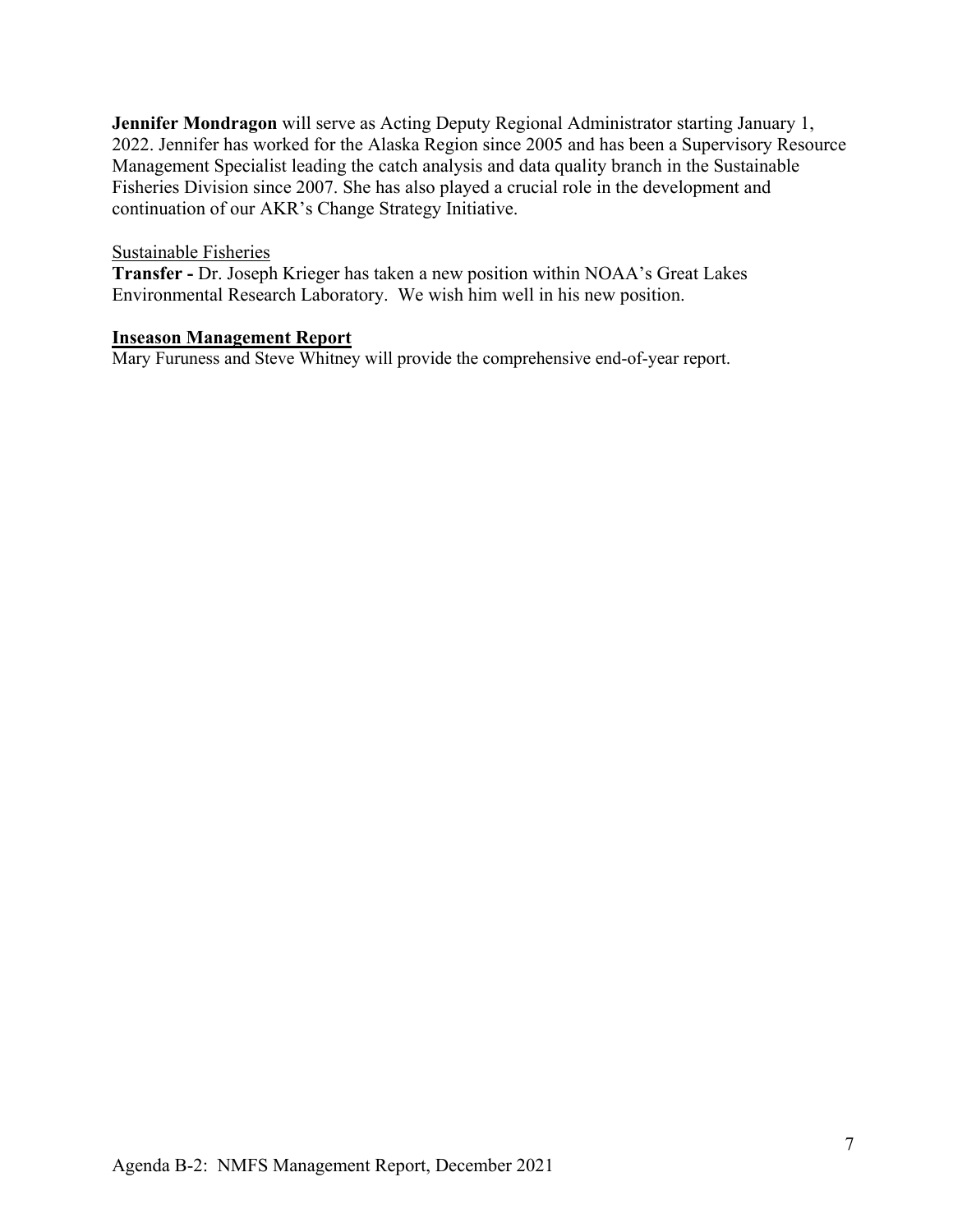**Jennifer Mondragon** will serve as Acting Deputy Regional Administrator starting January 1, 2022. Jennifer has worked for the Alaska Region since 2005 and has been a Supervisory Resource Management Specialist leading the catch analysis and data quality branch in the Sustainable Fisheries Division since 2007. She has also played a crucial role in the development and continuation of our AKR's Change Strategy Initiative.

Sustainable Fisheries

**Transfer -** Dr. Joseph Krieger has taken a new position within NOAA's Great Lakes Environmental Research Laboratory. We wish him well in his new position.

## Inseason Management Report

Mary Furuness and Steve Whitney will provide the comprehensive end-of-year report.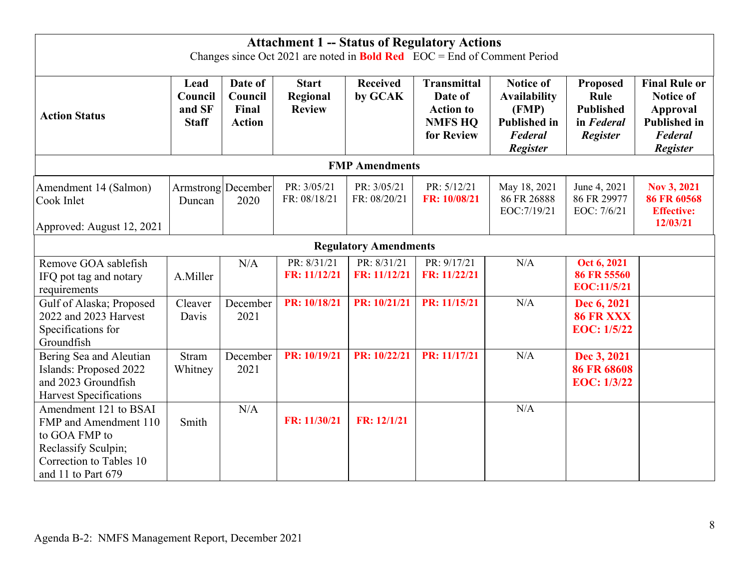# Attachment 1 -- Status of Regulatory Actions

Changes since Oct 2021 are noted in **Bold Red** EOC = End of Comment Period

| Action Status | Lead Council and SF Staff | Date of Council Final Action | Start Regional Review | Received by GCAK | Transmittal Date of Action to NMFS HQ for Review | Notice of Availability (FMP) Published in *Federal Register* | Proposed Rule Published in *Federal Register* | Final Rule or Notice of Approval Published in *Federal Register* |
|---|---|---|---|---|---|---|---|---|
| **FMP Amendments** | | | | | | | | |
| Amendment 14 (Salmon) Cook Inlet<br><br>Approved: August 12, 2021 | Armstrong Duncan | December 2020 | PR: 3/05/21<br>FR: 08/18/21 | PR: 3/05/21<br>FR: 08/20/21 | PR: 5/12/21<br>**FR: 10/08/21** | May 18, 2021<br>86 FR 26888<br>EOC:7/19/21 | June 4, 2021<br>86 FR 29977<br>EOC: 7/6/21 | **Nov 3, 2021**<br>**86 FR 60568**<br>**Effective: 12/03/21** |
| **Regulatory Amendments** | | | | | | | | |
| Remove GOA sablefish IFQ pot tag and notary requirements | A.Miller | N/A | PR: 8/31/21<br>**FR: 11/12/21** | PR: 8/31/21<br>**FR: 11/12/21** | PR: 9/17/21<br>**FR: 11/22/21** | N/A | **Oct 6, 2021**<br>**86 FR 55560**<br>**EOC:11/5/21** | |
| Gulf of Alaska; Proposed 2022 and 2023 Harvest Specifications for Groundfish | Cleaver Davis | December 2021 | **PR: 10/18/21** | **PR: 10/21/21** | **PR: 11/15/21** | N/A | **Dec 6, 2021**<br>**86 FR XXX**<br>**EOC: 1/5/22** | |
| Bering Sea and Aleutian Islands: Proposed 2022 and 2023 Groundfish Harvest Specifications | Stram Whitney | December 2021 | **PR: 10/19/21** | **PR: 10/22/21** | **PR: 11/17/21** | N/A | **Dec 3, 2021**<br>**86 FR 68608**<br>**EOC: 1/3/22** | |
| Amendment 121 to BSAI FMP and Amendment 110 to GOA FMP to Reclassify Sculpin; Correction to Tables 10 and 11 to Part 679 | Smith | N/A | **FR: 11/30/21** | **FR: 12/1/21** | | N/A | | |

Agenda B-2: NMFS Management Report, December 2021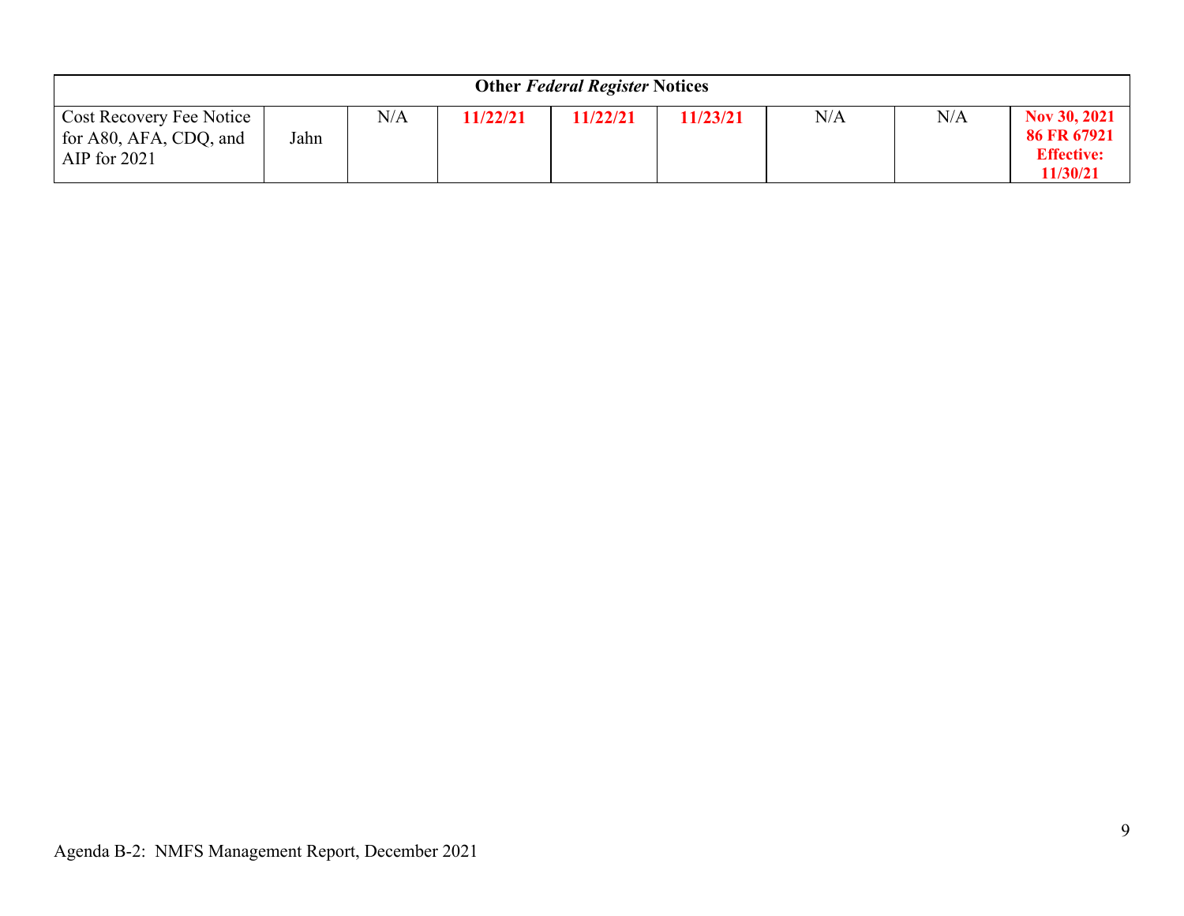| | | | | | | | | |
|---|---|---|---|---|---|---|---|---|
| **Other *Federal Register* Notices** | | | | | | | | |
| Cost Recovery Fee Notice for A80, AFA, CDQ, and AIP for 2021 | Jahn | N/A | **11/22/21** | **11/22/21** | **11/23/21** | N/A | N/A | **Nov 30, 2021 86 FR 67921 Effective: 11/30/21** |

Agenda B-2: NMFS Management Report, December 2021